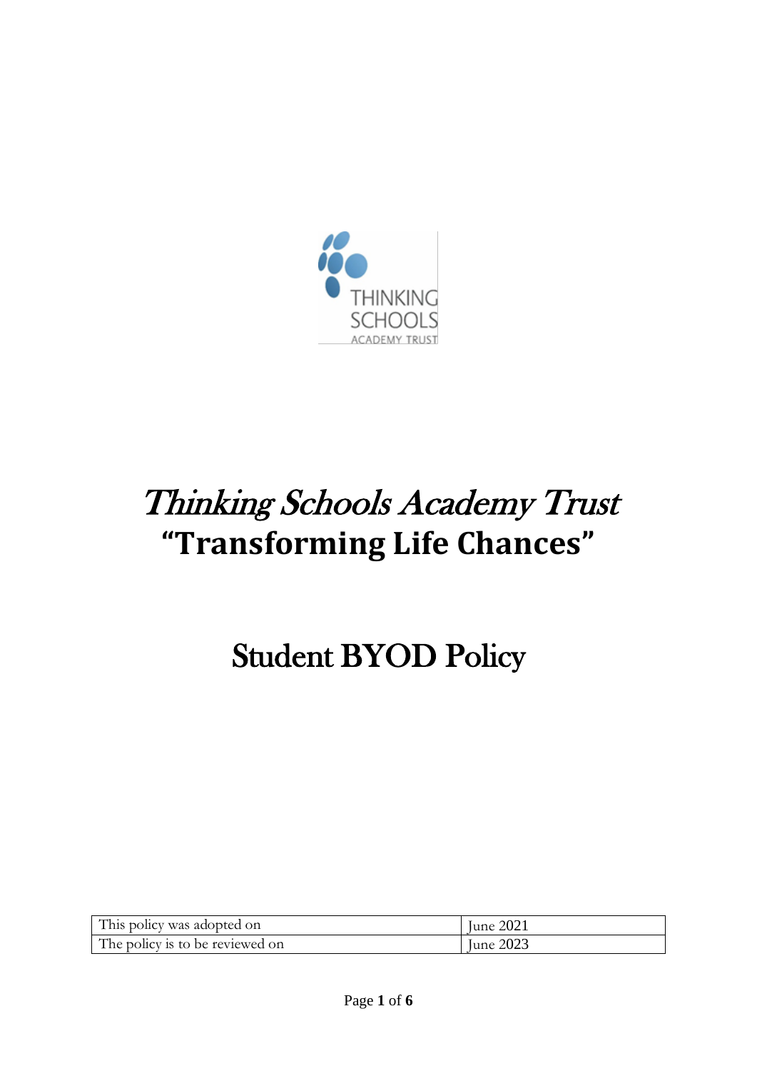# *Thinking Schools Academy Trust*

## **"Transforming Life Chances"**

# Student BYOD Policy

| This policy was adopted on | June 2021 |
| --- | --- |
| The policy is to be reviewed on | June 2023 |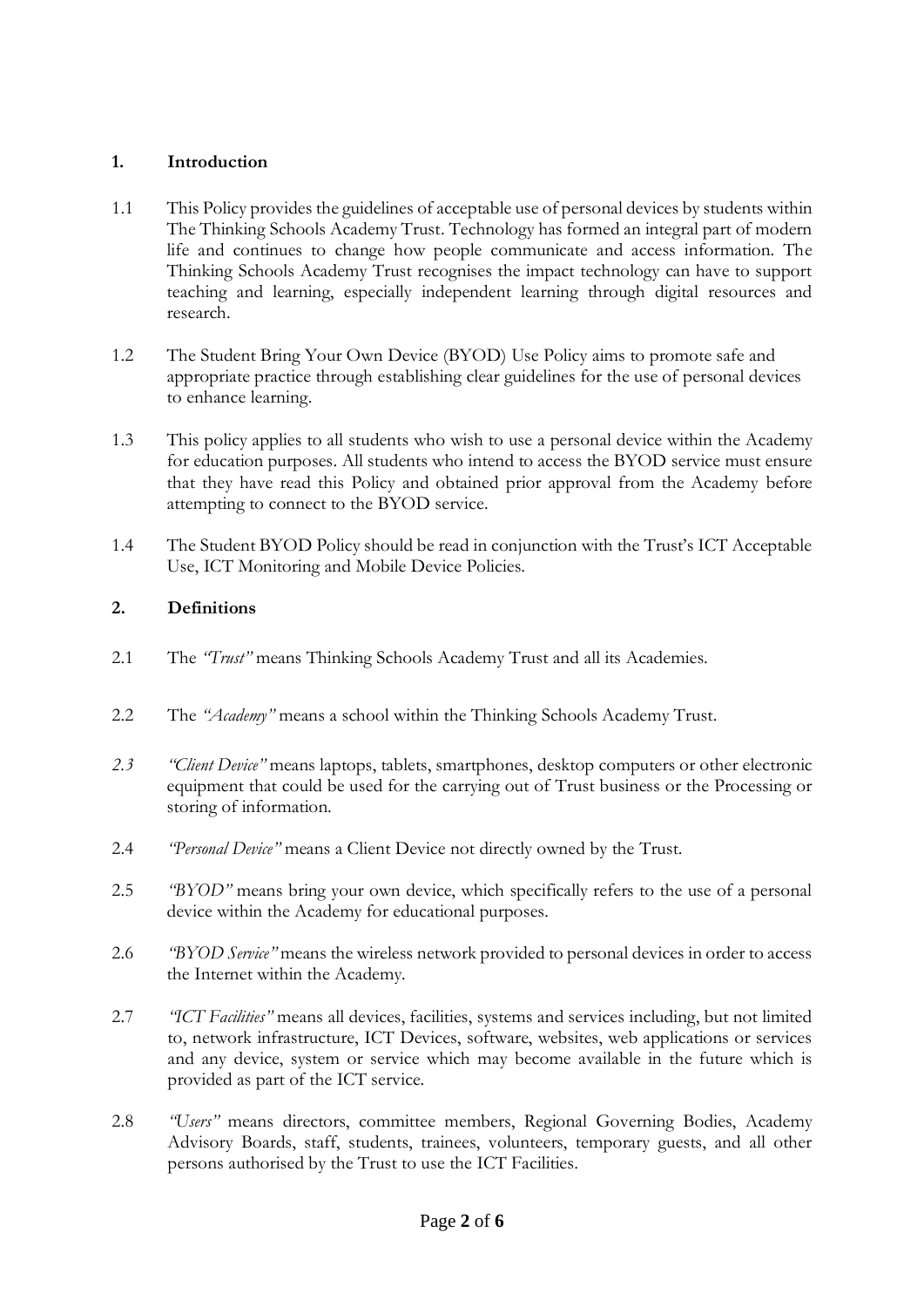## 1. Introduction

1.1 This Policy provides the guidelines of acceptable use of personal devices by students within The Thinking Schools Academy Trust. Technology has formed an integral part of modern life and continues to change how people communicate and access information. The Thinking Schools Academy Trust recognises the impact technology can have to support teaching and learning, especially independent learning through digital resources and research.

1.2 The Student Bring Your Own Device (BYOD) Use Policy aims to promote safe and appropriate practice through establishing clear guidelines for the use of personal devices to enhance learning.

1.3 This policy applies to all students who wish to use a personal device within the Academy for education purposes. All students who intend to access the BYOD service must ensure that they have read this Policy and obtained prior approval from the Academy before attempting to connect to the BYOD service.

1.4 The Student BYOD Policy should be read in conjunction with the Trust's ICT Acceptable Use, ICT Monitoring and Mobile Device Policies.

## 2. Definitions

2.1 The *"Trust"* means Thinking Schools Academy Trust and all its Academies.

2.2 The *"Academy"* means a school within the Thinking Schools Academy Trust.

*2.3* *"Client Device"* means laptops, tablets, smartphones, desktop computers or other electronic equipment that could be used for the carrying out of Trust business or the Processing or storing of information.

2.4 *"Personal Device"* means a Client Device not directly owned by the Trust.

2.5 *"BYOD"* means bring your own device, which specifically refers to the use of a personal device within the Academy for educational purposes.

2.6 *"BYOD Service"* means the wireless network provided to personal devices in order to access the Internet within the Academy.

2.7 *"ICT Facilities"* means all devices, facilities, systems and services including, but not limited to, network infrastructure, ICT Devices, software, websites, web applications or services and any device, system or service which may become available in the future which is provided as part of the ICT service.

2.8 *"Users"* means directors, committee members, Regional Governing Bodies, Academy Advisory Boards, staff, students, trainees, volunteers, temporary guests, and all other persons authorised by the Trust to use the ICT Facilities.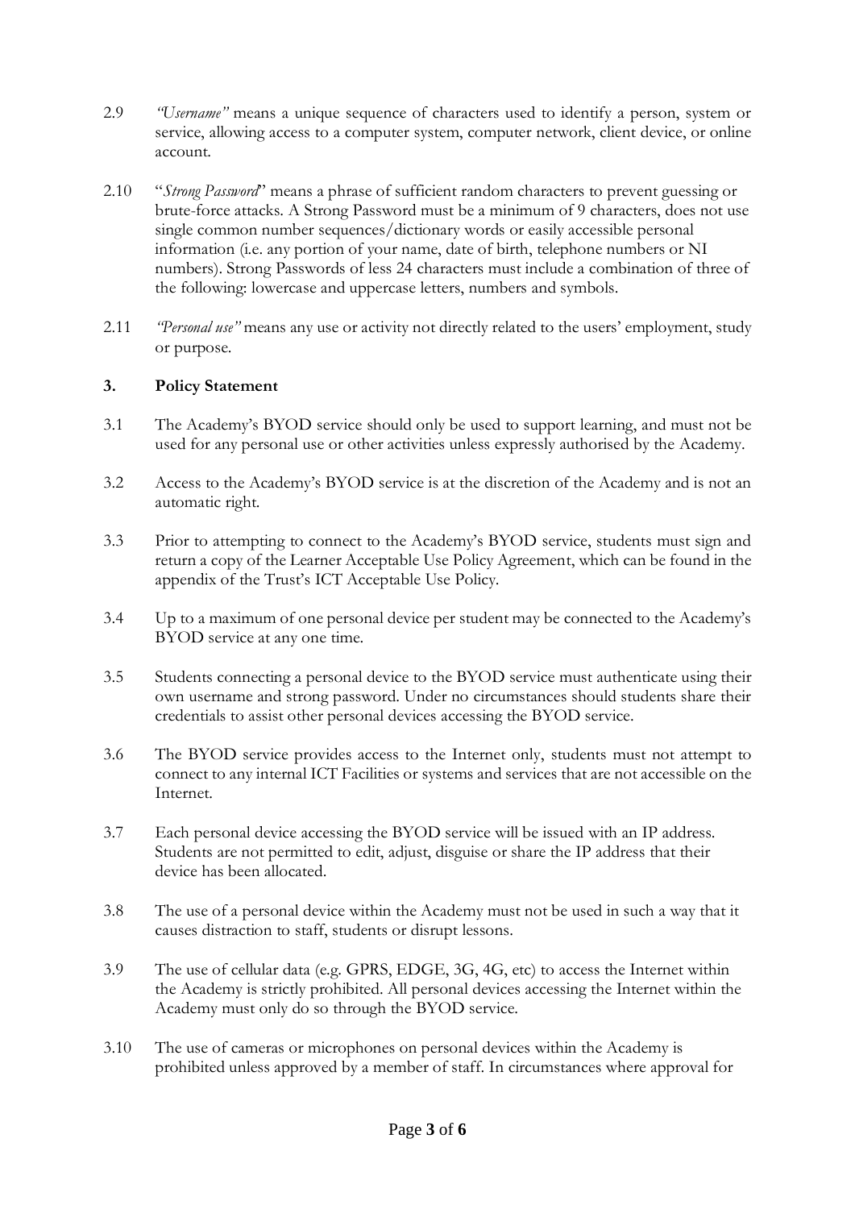2.9 *"Username"* means a unique sequence of characters used to identify a person, system or service, allowing access to a computer system, computer network, client device, or online account.

2.10 "*Strong Password*" means a phrase of sufficient random characters to prevent guessing or brute-force attacks. A Strong Password must be a minimum of 9 characters, does not use single common number sequences/dictionary words or easily accessible personal information (i.e. any portion of your name, date of birth, telephone numbers or NI numbers). Strong Passwords of less 24 characters must include a combination of three of the following: lowercase and uppercase letters, numbers and symbols.

2.11 *"Personal use"* means any use or activity not directly related to the users' employment, study or purpose.

## 3. Policy Statement

3.1 The Academy's BYOD service should only be used to support learning, and must not be used for any personal use or other activities unless expressly authorised by the Academy.

3.2 Access to the Academy's BYOD service is at the discretion of the Academy and is not an automatic right.

3.3 Prior to attempting to connect to the Academy's BYOD service, students must sign and return a copy of the Learner Acceptable Use Policy Agreement, which can be found in the appendix of the Trust's ICT Acceptable Use Policy.

3.4 Up to a maximum of one personal device per student may be connected to the Academy's BYOD service at any one time.

3.5 Students connecting a personal device to the BYOD service must authenticate using their own username and strong password. Under no circumstances should students share their credentials to assist other personal devices accessing the BYOD service.

3.6 The BYOD service provides access to the Internet only, students must not attempt to connect to any internal ICT Facilities or systems and services that are not accessible on the Internet.

3.7 Each personal device accessing the BYOD service will be issued with an IP address. Students are not permitted to edit, adjust, disguise or share the IP address that their device has been allocated.

3.8 The use of a personal device within the Academy must not be used in such a way that it causes distraction to staff, students or disrupt lessons.

3.9 The use of cellular data (e.g. GPRS, EDGE, 3G, 4G, etc) to access the Internet within the Academy is strictly prohibited. All personal devices accessing the Internet within the Academy must only do so through the BYOD service.

3.10 The use of cameras or microphones on personal devices within the Academy is prohibited unless approved by a member of staff. In circumstances where approval for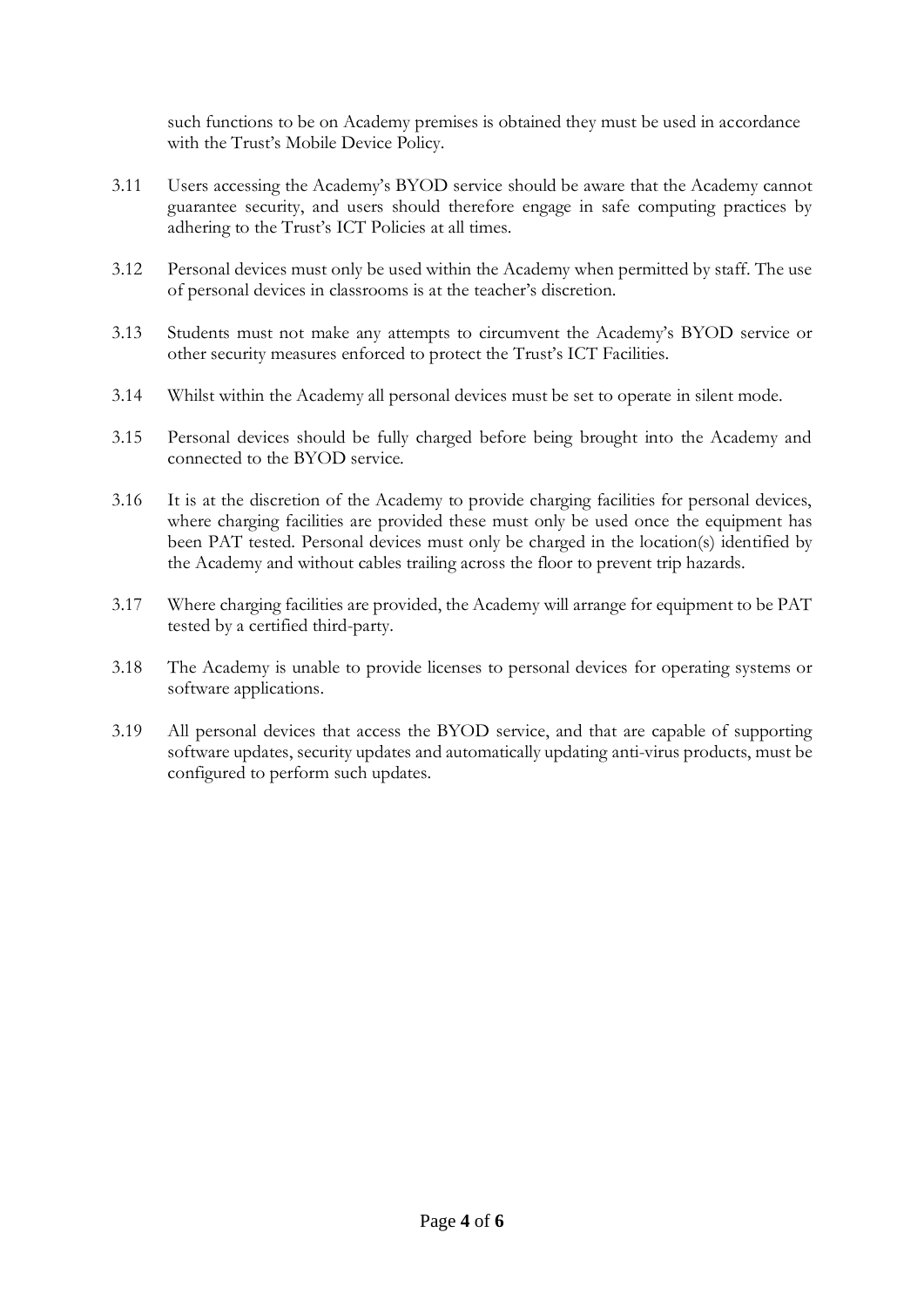such functions to be on Academy premises is obtained they must be used in accordance with the Trust's Mobile Device Policy.

3.11 Users accessing the Academy's BYOD service should be aware that the Academy cannot guarantee security, and users should therefore engage in safe computing practices by adhering to the Trust's ICT Policies at all times.

3.12 Personal devices must only be used within the Academy when permitted by staff. The use of personal devices in classrooms is at the teacher's discretion.

3.13 Students must not make any attempts to circumvent the Academy's BYOD service or other security measures enforced to protect the Trust's ICT Facilities.

3.14 Whilst within the Academy all personal devices must be set to operate in silent mode.

3.15 Personal devices should be fully charged before being brought into the Academy and connected to the BYOD service.

3.16 It is at the discretion of the Academy to provide charging facilities for personal devices, where charging facilities are provided these must only be used once the equipment has been PAT tested. Personal devices must only be charged in the location(s) identified by the Academy and without cables trailing across the floor to prevent trip hazards.

3.17 Where charging facilities are provided, the Academy will arrange for equipment to be PAT tested by a certified third-party.

3.18 The Academy is unable to provide licenses to personal devices for operating systems or software applications.

3.19 All personal devices that access the BYOD service, and that are capable of supporting software updates, security updates and automatically updating anti-virus products, must be configured to perform such updates.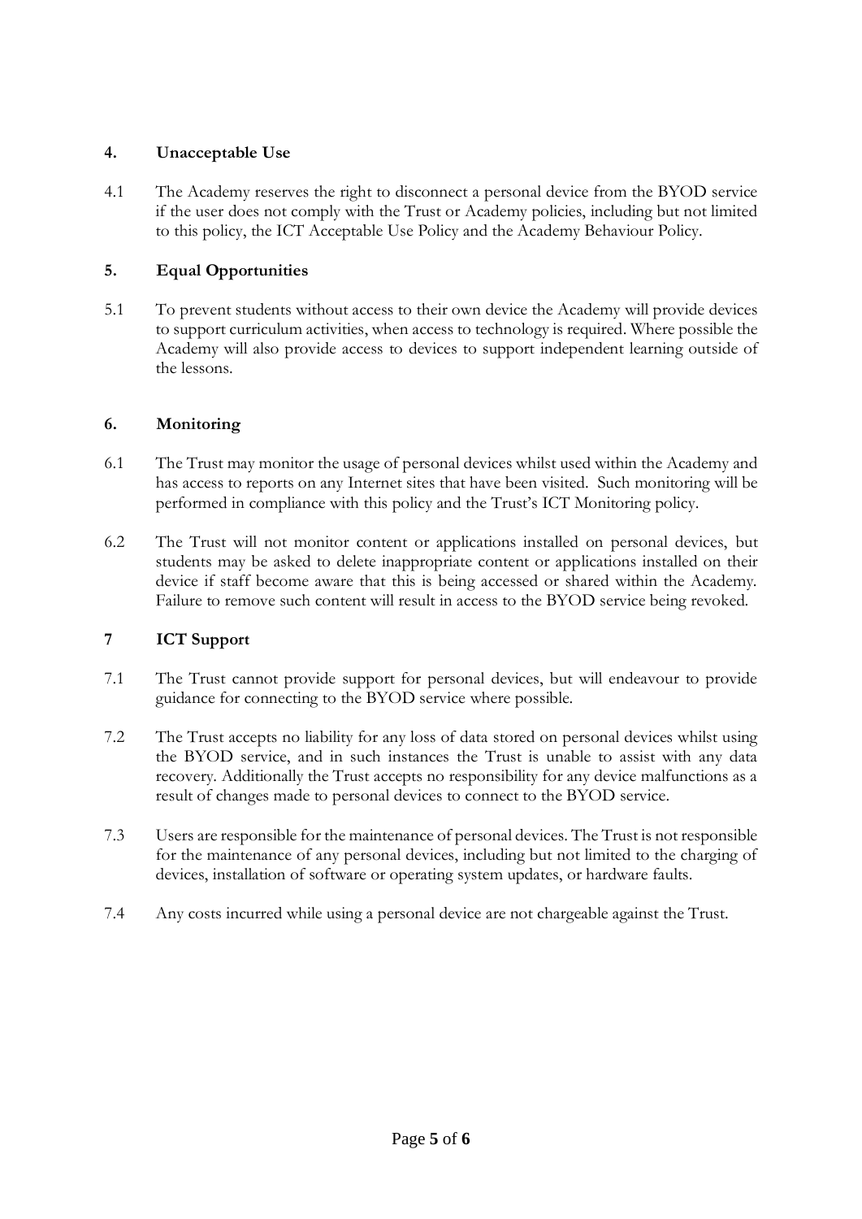## 4. Unacceptable Use

4.1 The Academy reserves the right to disconnect a personal device from the BYOD service if the user does not comply with the Trust or Academy policies, including but not limited to this policy, the ICT Acceptable Use Policy and the Academy Behaviour Policy.

## 5. Equal Opportunities

5.1 To prevent students without access to their own device the Academy will provide devices to support curriculum activities, when access to technology is required. Where possible the Academy will also provide access to devices to support independent learning outside of the lessons.

## 6. Monitoring

6.1 The Trust may monitor the usage of personal devices whilst used within the Academy and has access to reports on any Internet sites that have been visited. Such monitoring will be performed in compliance with this policy and the Trust's ICT Monitoring policy.

6.2 The Trust will not monitor content or applications installed on personal devices, but students may be asked to delete inappropriate content or applications installed on their device if staff become aware that this is being accessed or shared within the Academy. Failure to remove such content will result in access to the BYOD service being revoked.

## 7 ICT Support

7.1 The Trust cannot provide support for personal devices, but will endeavour to provide guidance for connecting to the BYOD service where possible.

7.2 The Trust accepts no liability for any loss of data stored on personal devices whilst using the BYOD service, and in such instances the Trust is unable to assist with any data recovery. Additionally the Trust accepts no responsibility for any device malfunctions as a result of changes made to personal devices to connect to the BYOD service.

7.3 Users are responsible for the maintenance of personal devices. The Trust is not responsible for the maintenance of any personal devices, including but not limited to the charging of devices, installation of software or operating system updates, or hardware faults.

7.4 Any costs incurred while using a personal device are not chargeable against the Trust.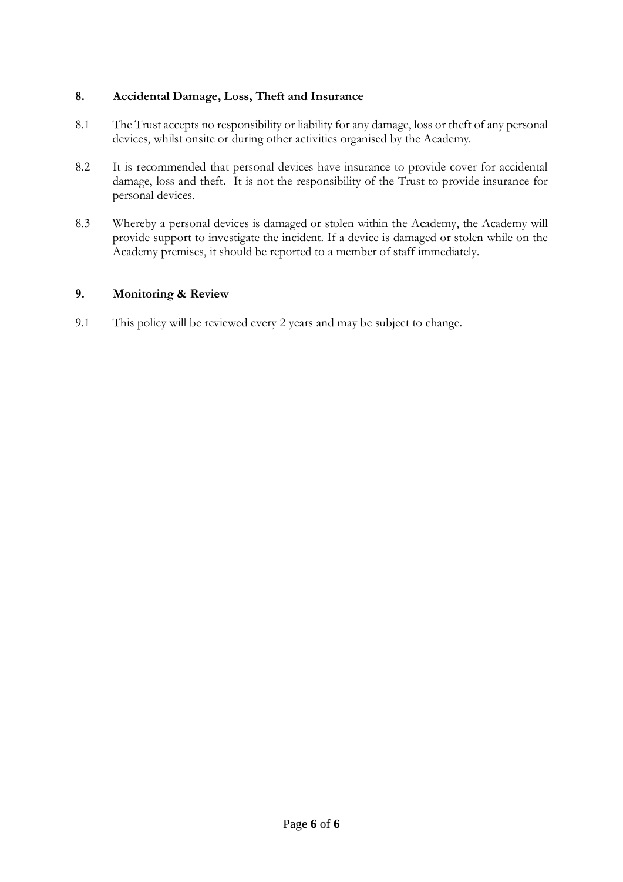## 8. Accidental Damage, Loss, Theft and Insurance

8.1 The Trust accepts no responsibility or liability for any damage, loss or theft of any personal devices, whilst onsite or during other activities organised by the Academy.

8.2 It is recommended that personal devices have insurance to provide cover for accidental damage, loss and theft. It is not the responsibility of the Trust to provide insurance for personal devices.

8.3 Whereby a personal devices is damaged or stolen within the Academy, the Academy will provide support to investigate the incident. If a device is damaged or stolen while on the Academy premises, it should be reported to a member of staff immediately.

## 9. Monitoring & Review

9.1 This policy will be reviewed every 2 years and may be subject to change.